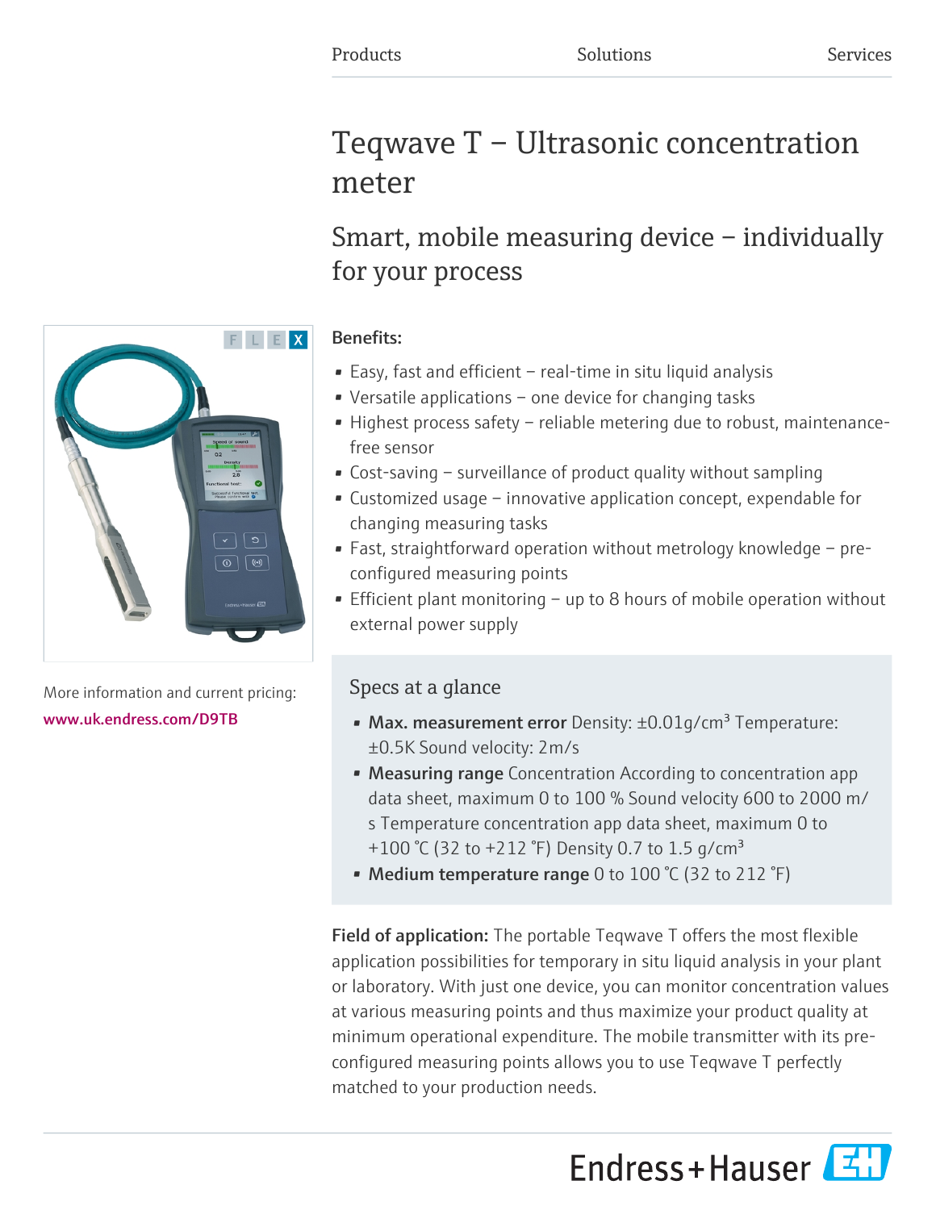Products Solutions Services

# Teqwave T – Ultrasonic concentration meter

## Smart, mobile measuring device – individually for your process

More information and current pricing:
www.uk.endress.com/D9TB

**Benefits:**

- Easy, fast and efficient – real-time in situ liquid analysis
- Versatile applications – one device for changing tasks
- Highest process safety – reliable metering due to robust, maintenance-free sensor
- Cost-saving – surveillance of product quality without sampling
- Customized usage – innovative application concept, expendable for changing measuring tasks
- Fast, straightforward operation without metrology knowledge – pre-configured measuring points
- Efficient plant monitoring – up to 8 hours of mobile operation without external power supply

### Specs at a glance

- **Max. measurement error** Density: ±0.01g/cm³ Temperature: ±0.5K Sound velocity: 2m/s
- **Measuring range** Concentration According to concentration app data sheet, maximum 0 to 100 % Sound velocity 600 to 2000 m/s Temperature concentration app data sheet, maximum 0 to +100 °C (32 to +212 °F) Density 0.7 to 1.5 g/cm³
- **Medium temperature range** 0 to 100 °C (32 to 212 °F)

**Field of application:** The portable Teqwave T offers the most flexible application possibilities for temporary in situ liquid analysis in your plant or laboratory. With just one device, you can monitor concentration values at various measuring points and thus maximize your product quality at minimum operational expenditure. The mobile transmitter with its pre-configured measuring points allows you to use Teqwave T perfectly matched to your production needs.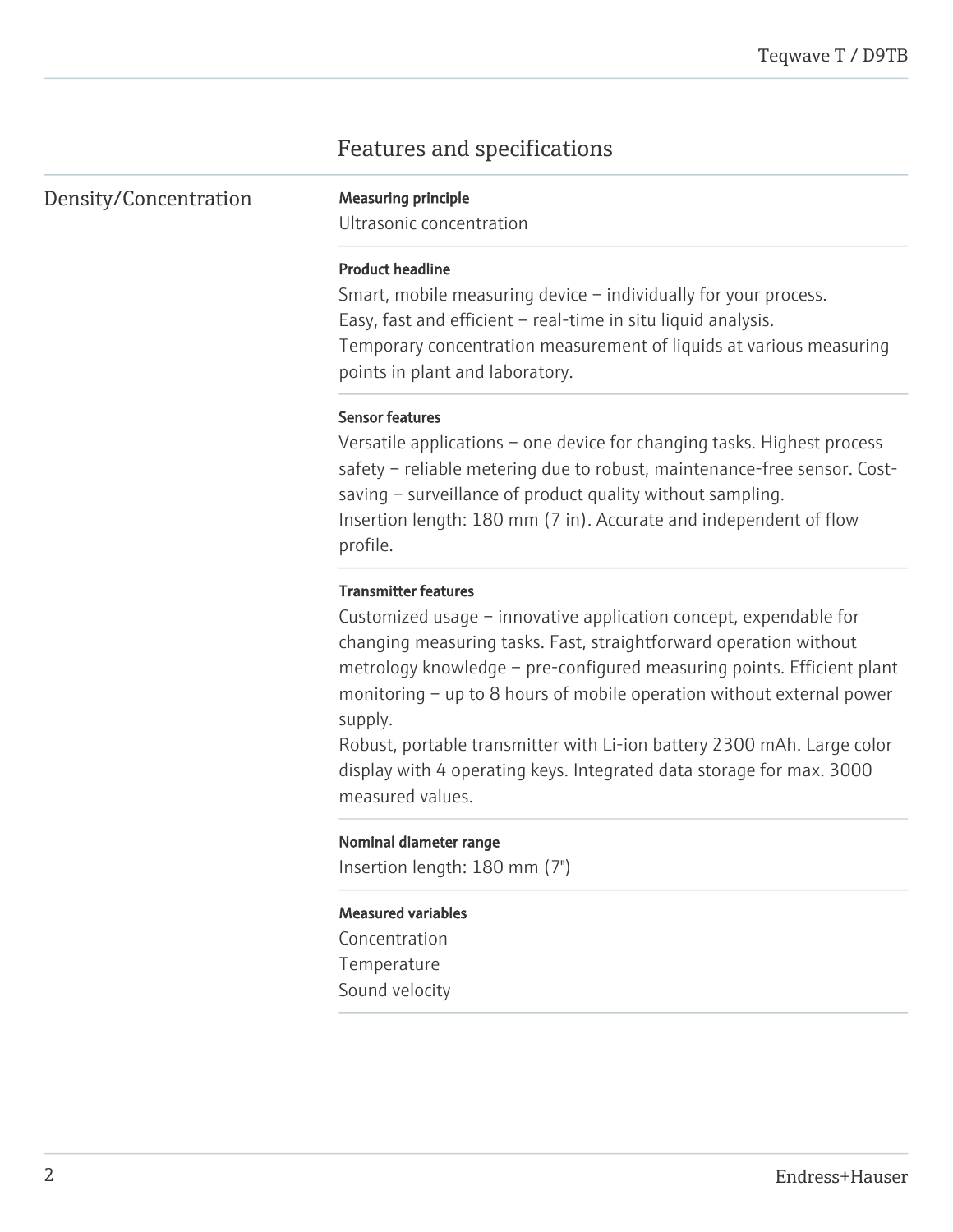## Features and specifications

### Density/Concentration

**Measuring principle**

Ultrasonic concentration

**Product headline**

Smart, mobile measuring device – individually for your process.
Easy, fast and efficient – real-time in situ liquid analysis.
Temporary concentration measurement of liquids at various measuring points in plant and laboratory.

**Sensor features**

Versatile applications – one device for changing tasks. Highest process safety – reliable metering due to robust, maintenance-free sensor. Cost-saving – surveillance of product quality without sampling.
Insertion length: 180 mm (7 in). Accurate and independent of flow profile.

**Transmitter features**

Customized usage – innovative application concept, expendable for changing measuring tasks. Fast, straightforward operation without metrology knowledge – pre-configured measuring points. Efficient plant monitoring – up to 8 hours of mobile operation without external power supply.
Robust, portable transmitter with Li-ion battery 2300 mAh. Large color display with 4 operating keys. Integrated data storage for max. 3000 measured values.

**Nominal diameter range**

Insertion length: 180 mm (7")

**Measured variables**

Concentration
Temperature
Sound velocity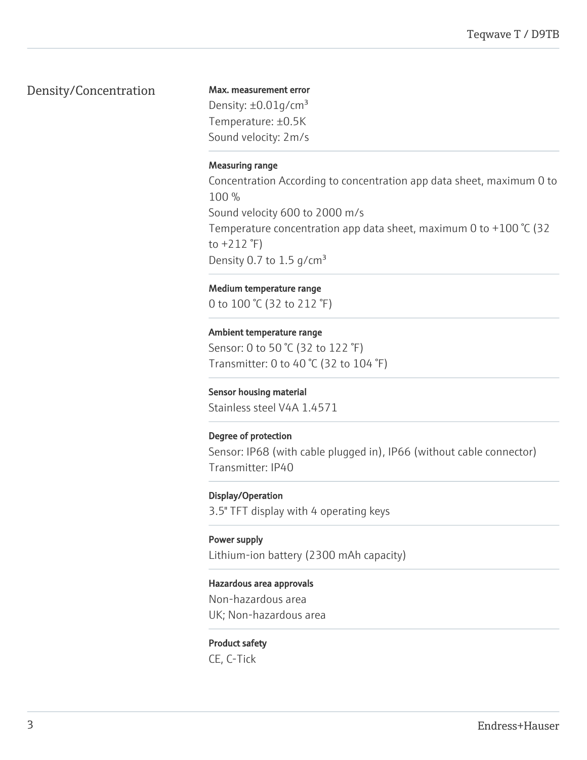## Density/Concentration

**Max. measurement error**

Density: ±0.01g/cm³
Temperature: ±0.5K
Sound velocity: 2m/s

**Measuring range**

Concentration According to concentration app data sheet, maximum 0 to 100 %
Sound velocity 600 to 2000 m/s
Temperature concentration app data sheet, maximum 0 to +100 °C (32 to +212 °F)
Density 0.7 to 1.5 g/cm³

**Medium temperature range**

0 to 100 °C (32 to 212 °F)

**Ambient temperature range**

Sensor: 0 to 50 °C (32 to 122 °F)
Transmitter: 0 to 40 °C (32 to 104 °F)

**Sensor housing material**

Stainless steel V4A 1.4571

**Degree of protection**

Sensor: IP68 (with cable plugged in), IP66 (without cable connector)
Transmitter: IP40

**Display/Operation**

3.5" TFT display with 4 operating keys

**Power supply**

Lithium-ion battery (2300 mAh capacity)

**Hazardous area approvals**

Non-hazardous area
UK; Non-hazardous area

**Product safety**

CE, C-Tick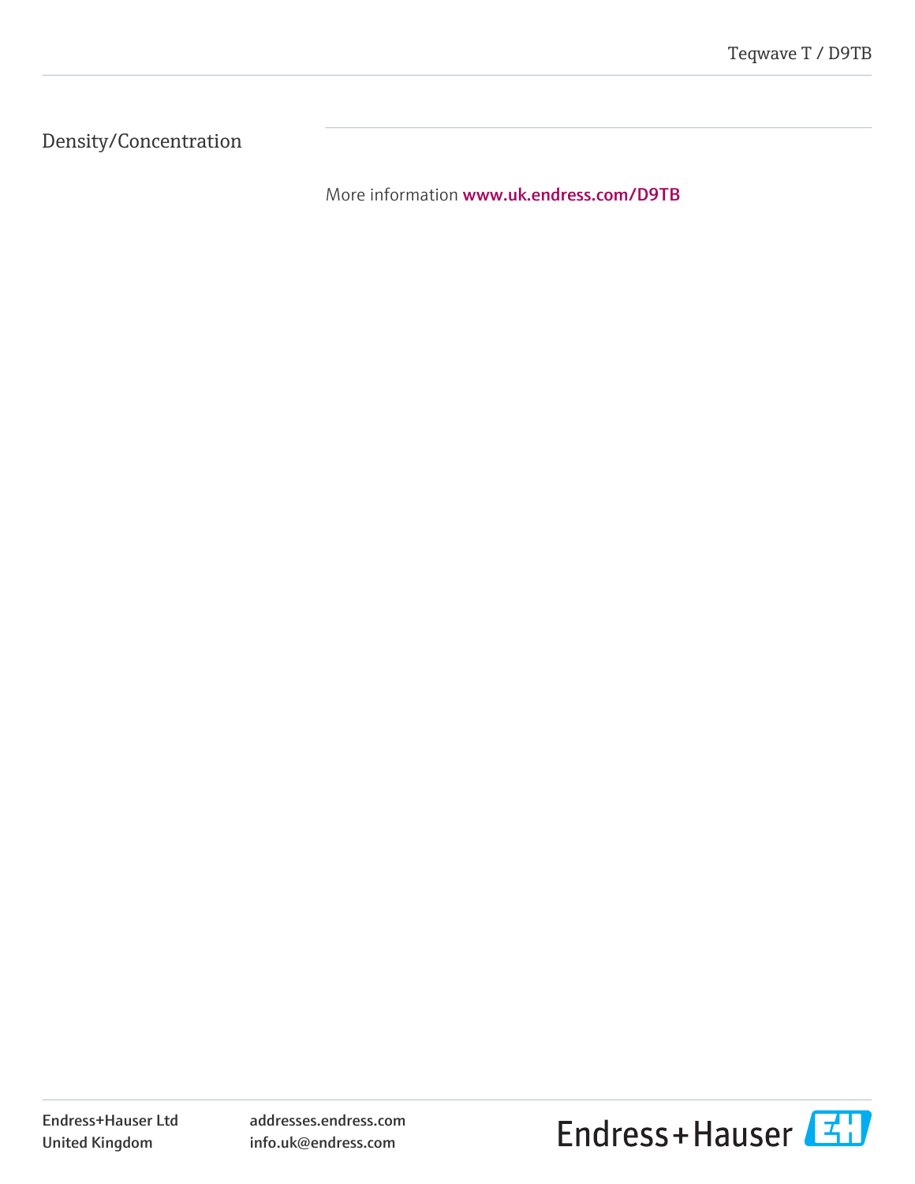## Density/Concentration

More information **www.uk.endress.com/D9TB**

Endress+Hauser Ltd
United Kingdom

addresses.endress.com
info.uk@endress.com